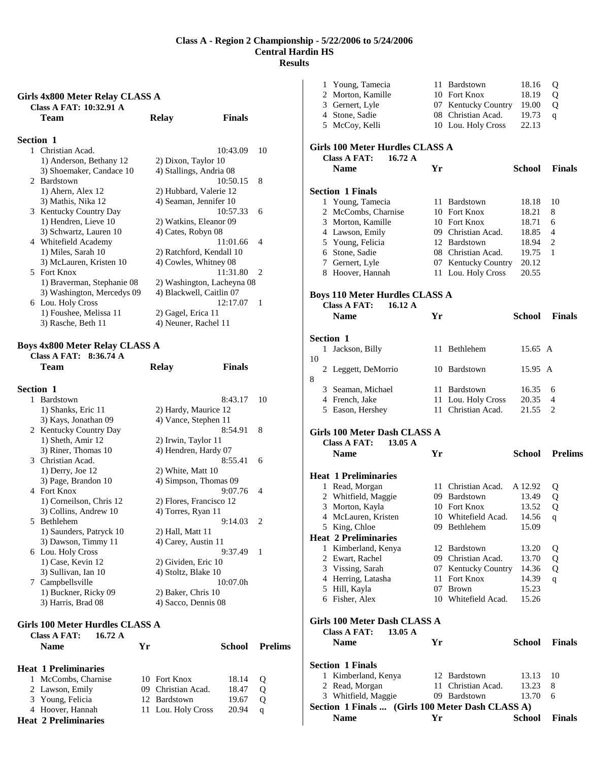# Class A - Region 2 Championship - 5/22/2006 to 5/24/2006
## Central Hardin HS
## Results

### Girls 4x800 Meter Relay CLASS A

Class A FAT: 10:32.91 A

| | Team | Relay | Finals | |
|---|---|---|---|---|
| **Section 1** | | | | |
| 1 | Christian Acad. | | 10:43.09 | 10 |
| | 1) Anderson, Bethany 12 | 2) Dixon, Taylor 10 | | |
| | 3) Shoemaker, Candace 10 | 4) Stallings, Andria 08 | | |
| 2 | Bardstown | | 10:50.15 | 8 |
| | 1) Ahern, Alex 12 | 2) Hubbard, Valerie 12 | | |
| | 3) Mathis, Nika 12 | 4) Seaman, Jennifer 10 | | |
| 3 | Kentucky Country Day | | 10:57.33 | 6 |
| | 1) Hendren, Lieve 10 | 2) Watkins, Eleanor 09 | | |
| | 3) Schwartz, Lauren 10 | 4) Cates, Robyn 08 | | |
| 4 | Whitefield Academy | | 11:01.66 | 4 |
| | 1) Miles, Sarah 10 | 2) Ratchford, Kendall 10 | | |
| | 3) McLauren, Kristen 10 | 4) Cowles, Whitney 08 | | |
| 5 | Fort Knox | | 11:31.80 | 2 |
| | 1) Braverman, Stephanie 08 | 2) Washington, Lacheyna 08 | | |
| | 3) Washington, Mercedys 09 | 4) Blackwell, Caitlin 07 | | |
| 6 | Lou. Holy Cross | | 12:17.07 | 1 |
| | 1) Foushee, Melissa 11 | 2) Gagel, Erica 11 | | |
| | 3) Rasche, Beth 11 | 4) Neuner, Rachel 11 | | |

### Boys 4x800 Meter Relay CLASS A

Class A FAT: 8:36.74 A

| | Team | Relay | Finals | |
|---|---|---|---|---|
| **Section 1** | | | | |
| 1 | Bardstown | | 8:43.17 | 10 |
| | 1) Shanks, Eric 11 | 2) Hardy, Maurice 12 | | |
| | 3) Kays, Jonathan 09 | 4) Vance, Stephen 11 | | |
| 2 | Kentucky Country Day | | 8:54.91 | 8 |
| | 1) Sheth, Amir 12 | 2) Irwin, Taylor 11 | | |
| | 3) Riner, Thomas 10 | 4) Hendren, Hardy 07 | | |
| 3 | Christian Acad. | | 8:55.41 | 6 |
| | 1) Derry, Joe 12 | 2) White, Matt 10 | | |
| | 3) Page, Brandon 10 | 4) Simpson, Thomas 09 | | |
| 4 | Fort Knox | | 9:07.76 | 4 |
| | 1) Corneilson, Chris 12 | 2) Flores, Francisco 12 | | |
| | 3) Collins, Andrew 10 | 4) Torres, Ryan 11 | | |
| 5 | Bethlehem | | 9:14.03 | 2 |
| | 1) Saunders, Patryck 10 | 2) Hall, Matt 11 | | |
| | 3) Dawson, Timmy 11 | 4) Carey, Austin 11 | | |
| 6 | Lou. Holy Cross | | 9:37.49 | 1 |
| | 1) Case, Kevin 12 | 2) Gividen, Eric 10 | | |
| | 3) Sullivan, Ian 10 | 4) Stoltz, Blake 10 | | |
| 7 | Campbellsville | | 10:07.0h | |
| | 1) Buckner, Ricky 09 | 2) Baker, Chris 10 | | |
| | 3) Harris, Brad 08 | 4) Sacco, Dennis 08 | | |

### Girls 100 Meter Hurdles CLASS A

Class A FAT: 16.72 A

| | Name | Yr | School | Prelims | |
|---|---|---|---|---|---|
| **Heat 1 Preliminaries** | | | | | |
| 1 | McCombs, Charnise | 10 | Fort Knox | 18.14 | Q |
| 2 | Lawson, Emily | 09 | Christian Acad. | 18.47 | Q |
| 3 | Young, Felicia | 12 | Bardstown | 19.67 | Q |
| 4 | Hoover, Hannah | 11 | Lou. Holy Cross | 20.94 | q |
| **Heat 2 Preliminaries** | | | | | |
| 1 | Young, Tamecia | 11 | Bardstown | 18.16 | Q |
| 2 | Morton, Kamille | 10 | Fort Knox | 18.19 | Q |
| 3 | Gernert, Lyle | 07 | Kentucky Country | 19.00 | Q |
| 4 | Stone, Sadie | 08 | Christian Acad. | 19.73 | q |
| 5 | McCoy, Kelli | 10 | Lou. Holy Cross | 22.13 | |

### Girls 100 Meter Hurdles CLASS A

Class A FAT: 16.72 A

| | Name | Yr | School | Finals | |
|---|---|---|---|---|---|
| **Section 1 Finals** | | | | | |
| 1 | Young, Tamecia | 11 | Bardstown | 18.18 | 10 |
| 2 | McCombs, Charnise | 10 | Fort Knox | 18.21 | 8 |
| 3 | Morton, Kamille | 10 | Fort Knox | 18.71 | 6 |
| 4 | Lawson, Emily | 09 | Christian Acad. | 18.85 | 4 |
| 5 | Young, Felicia | 12 | Bardstown | 18.94 | 2 |
| 6 | Stone, Sadie | 08 | Christian Acad. | 19.75 | 1 |
| 7 | Gernert, Lyle | 07 | Kentucky Country | 20.12 | |
| 8 | Hoover, Hannah | 11 | Lou. Holy Cross | 20.55 | |

### Boys 110 Meter Hurdles CLASS A

Class A FAT: 16.12 A

| | Name | Yr | School | Finals | |
|---|---|---|---|---|---|
| **Section 1** | | | | | |
| 1 | Jackson, Billy | 11 | Bethlehem | 15.65 A | 10 |
| 2 | Leggett, DeMorrio | 10 | Bardstown | 15.95 A | 8 |
| 3 | Seaman, Michael | 11 | Bardstown | 16.35 | 6 |
| 4 | French, Jake | 11 | Lou. Holy Cross | 20.35 | 4 |
| 5 | Eason, Hershey | 11 | Christian Acad. | 21.55 | 2 |

### Girls 100 Meter Dash CLASS A

Class A FAT: 13.05 A

| | Name | Yr | School | Prelims | |
|---|---|---|---|---|---|
| **Heat 1 Preliminaries** | | | | | |
| 1 | Read, Morgan | 11 | Christian Acad. | A 12.92 | Q |
| 2 | Whitfield, Maggie | 09 | Bardstown | 13.49 | Q |
| 3 | Morton, Kayla | 10 | Fort Knox | 13.52 | Q |
| 4 | McLauren, Kristen | 10 | Whitefield Acad. | 14.56 | q |
| 5 | King, Chloe | 09 | Bethlehem | 15.09 | |
| **Heat 2 Preliminaries** | | | | | |
| 1 | Kimberland, Kenya | 12 | Bardstown | 13.20 | Q |
| 2 | Ewart, Rachel | 09 | Christian Acad. | 13.70 | Q |
| 3 | Vissing, Sarah | 07 | Kentucky Country | 14.36 | Q |
| 4 | Herring, Latasha | 11 | Fort Knox | 14.39 | q |
| 5 | Hill, Kayla | 07 | Brown | 15.23 | |
| 6 | Fisher, Alex | 10 | Whitefield Acad. | 15.26 | |

### Girls 100 Meter Dash CLASS A

Class A FAT: 13.05 A

| | Name | Yr | School | Finals | |
|---|---|---|---|---|---|
| **Section 1 Finals** | | | | | |
| 1 | Kimberland, Kenya | 12 | Bardstown | 13.13 | 10 |
| 2 | Read, Morgan | 11 | Christian Acad. | 13.23 | 8 |
| 3 | Whitfield, Maggie | 09 | Bardstown | 13.70 | 6 |

**Section 1 Finals ... (Girls 100 Meter Dash CLASS A)**

| | Name | Yr | School | Finals | |
|---|---|---|---|---|---|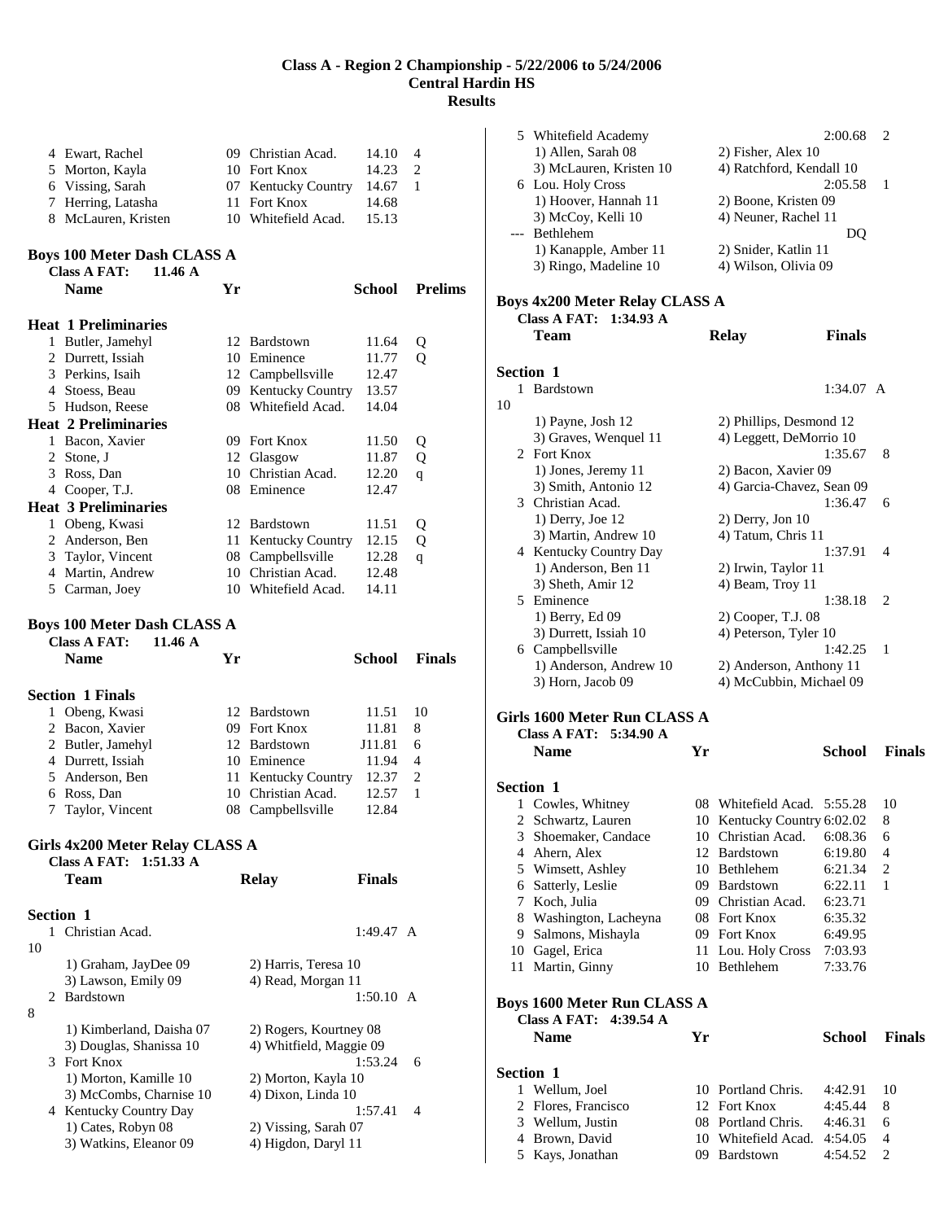# Class A - Region 2 Championship - 5/22/2006 to 5/24/2006
## Central Hardin HS
## Results

| | Name | Yr | School | Finals | Points |
|---|---|---|---|---|---|
| 4 | Ewart, Rachel | 09 | Christian Acad. | 14.10 | 4 |
| 5 | Morton, Kayla | 10 | Fort Knox | 14.23 | 2 |
| 6 | Vissing, Sarah | 07 | Kentucky Country | 14.67 | 1 |
| 7 | Herring, Latasha | 11 | Fort Knox | 14.68 | |
| 8 | McLauren, Kristen | 10 | Whitefield Acad. | 15.13 | |

### Boys 100 Meter Dash CLASS A

**Class A FAT: 11.46 A**

| | Name | Yr | School | Prelims | |
|---|---|---|---|---|---|
| **Heat 1 Preliminaries** | | | | | |
| 1 | Butler, Jamehyl | 12 | Bardstown | 11.64 | Q |
| 2 | Durrett, Issiah | 10 | Eminence | 11.77 | Q |
| 3 | Perkins, Isaih | 12 | Campbellsville | 12.47 | |
| 4 | Stoess, Beau | 09 | Kentucky Country | 13.57 | |
| 5 | Hudson, Reese | 08 | Whitefield Acad. | 14.04 | |
| **Heat 2 Preliminaries** | | | | | |
| 1 | Bacon, Xavier | 09 | Fort Knox | 11.50 | Q |
| 2 | Stone, J | 12 | Glasgow | 11.87 | Q |
| 3 | Ross, Dan | 10 | Christian Acad. | 12.20 | q |
| 4 | Cooper, T.J. | 08 | Eminence | 12.47 | |
| **Heat 3 Preliminaries** | | | | | |
| 1 | Obeng, Kwasi | 12 | Bardstown | 11.51 | Q |
| 2 | Anderson, Ben | 11 | Kentucky Country | 12.15 | Q |
| 3 | Taylor, Vincent | 08 | Campbellsville | 12.28 | q |
| 4 | Martin, Andrew | 10 | Christian Acad. | 12.48 | |
| 5 | Carman, Joey | 10 | Whitefield Acad. | 14.11 | |

### Boys 100 Meter Dash CLASS A

**Class A FAT: 11.46 A**

| | Name | Yr | School | Finals | Points |
|---|---|---|---|---|---|
| **Section 1 Finals** | | | | | |
| 1 | Obeng, Kwasi | 12 | Bardstown | 11.51 | 10 |
| 2 | Bacon, Xavier | 09 | Fort Knox | 11.81 | 8 |
| 2 | Butler, Jamehyl | 12 | Bardstown | J11.81 | 6 |
| 4 | Durrett, Issiah | 10 | Eminence | 11.94 | 4 |
| 5 | Anderson, Ben | 11 | Kentucky Country | 12.37 | 2 |
| 6 | Ross, Dan | 10 | Christian Acad. | 12.57 | 1 |
| 7 | Taylor, Vincent | 08 | Campbellsville | 12.84 | |

### Girls 4x200 Meter Relay CLASS A

**Class A FAT: 1:51.33 A**

| | Team | Relay | Finals | Points |
|---|---|---|---|---|
| **Section 1** | | | | |
| 1 | Christian Acad. | | 1:49.47 A | 10 |
| | 1) Graham, JayDee 09 | 2) Harris, Teresa 10 | | |
| | 3) Lawson, Emily 09 | 4) Read, Morgan 11 | | |
| 2 | Bardstown | | 1:50.10 A | 8 |
| | 1) Kimberland, Daisha 07 | 2) Rogers, Kourtney 08 | | |
| | 3) Douglas, Shanissa 10 | 4) Whitfield, Maggie 09 | | |
| 3 | Fort Knox | | 1:53.24 | 6 |
| | 1) Morton, Kamille 10 | 2) Morton, Kayla 10 | | |
| | 3) McCombs, Charnise 10 | 4) Dixon, Linda 10 | | |
| 4 | Kentucky Country Day | | 1:57.41 | 4 |
| | 1) Cates, Robyn 08 | 2) Vissing, Sarah 07 | | |
| | 3) Watkins, Eleanor 09 | 4) Higdon, Daryl 11 | | |
| 5 | Whitefield Academy | | 2:00.68 | 2 |
| | 1) Allen, Sarah 08 | 2) Fisher, Alex 10 | | |
| | 3) McLauren, Kristen 10 | 4) Ratchford, Kendall 10 | | |
| 6 | Lou. Holy Cross | | 2:05.58 | 1 |
| | 1) Hoover, Hannah 11 | 2) Boone, Kristen 09 | | |
| | 3) McCoy, Kelli 10 | 4) Neuner, Rachel 11 | | |
| --- | Bethlehem | | DQ | |
| | 1) Kanapple, Amber 11 | 2) Snider, Katlin 11 | | |
| | 3) Ringo, Madeline 10 | 4) Wilson, Olivia 09 | | |

### Boys 4x200 Meter Relay CLASS A

**Class A FAT: 1:34.93 A**

| | Team | Relay | Finals | Points |
|---|---|---|---|---|
| **Section 1** | | | | |
| 1 | Bardstown | | 1:34.07 A | 10 |
| | 1) Payne, Josh 12 | 2) Phillips, Desmond 12 | | |
| | 3) Graves, Wenquel 11 | 4) Leggett, DeMorrio 10 | | |
| 2 | Fort Knox | | 1:35.67 | 8 |
| | 1) Jones, Jeremy 11 | 2) Bacon, Xavier 09 | | |
| | 3) Smith, Antonio 12 | 4) Garcia-Chavez, Sean 09 | | |
| 3 | Christian Acad. | | 1:36.47 | 6 |
| | 1) Derry, Joe 12 | 2) Derry, Jon 10 | | |
| | 3) Martin, Andrew 10 | 4) Tatum, Chris 11 | | |
| 4 | Kentucky Country Day | | 1:37.91 | 4 |
| | 1) Anderson, Ben 11 | 2) Irwin, Taylor 11 | | |
| | 3) Sheth, Amir 12 | 4) Beam, Troy 11 | | |
| 5 | Eminence | | 1:38.18 | 2 |
| | 1) Berry, Ed 09 | 2) Cooper, T.J. 08 | | |
| | 3) Durrett, Issiah 10 | 4) Peterson, Tyler 10 | | |
| 6 | Campbellsville | | 1:42.25 | 1 |
| | 1) Anderson, Andrew 10 | 2) Anderson, Anthony 11 | | |
| | 3) Horn, Jacob 09 | 4) McCubbin, Michael 09 | | |

### Girls 1600 Meter Run CLASS A

**Class A FAT: 5:34.90 A**

| | Name | Yr | School | Finals | Points |
|---|---|---|---|---|---|
| **Section 1** | | | | | |
| 1 | Cowles, Whitney | 08 | Whitefield Acad. | 5:55.28 | 10 |
| 2 | Schwartz, Lauren | 10 | Kentucky Country | 6:02.02 | 8 |
| 3 | Shoemaker, Candace | 10 | Christian Acad. | 6:08.36 | 6 |
| 4 | Ahern, Alex | 12 | Bardstown | 6:19.80 | 4 |
| 5 | Wimsett, Ashley | 10 | Bethlehem | 6:21.34 | 2 |
| 6 | Satterly, Leslie | 09 | Bardstown | 6:22.11 | 1 |
| 7 | Koch, Julia | 09 | Christian Acad. | 6:23.71 | |
| 8 | Washington, Lacheyna | 08 | Fort Knox | 6:35.32 | |
| 9 | Salmons, Mishayla | 09 | Fort Knox | 6:49.95 | |
| 10 | Gagel, Erica | 11 | Lou. Holy Cross | 7:03.93 | |
| 11 | Martin, Ginny | 10 | Bethlehem | 7:33.76 | |

### Boys 1600 Meter Run CLASS A

**Class A FAT: 4:39.54 A**

| | Name | Yr | School | Finals | Points |
|---|---|---|---|---|---|
| **Section 1** | | | | | |
| 1 | Wellum, Joel | 10 | Portland Chris. | 4:42.91 | 10 |
| 2 | Flores, Francisco | 12 | Fort Knox | 4:45.44 | 8 |
| 3 | Wellum, Justin | 08 | Portland Chris. | 4:46.31 | 6 |
| 4 | Brown, David | 10 | Whitefield Acad. | 4:54.05 | 4 |
| 5 | Kays, Jonathan | 09 | Bardstown | 4:54.52 | 2 |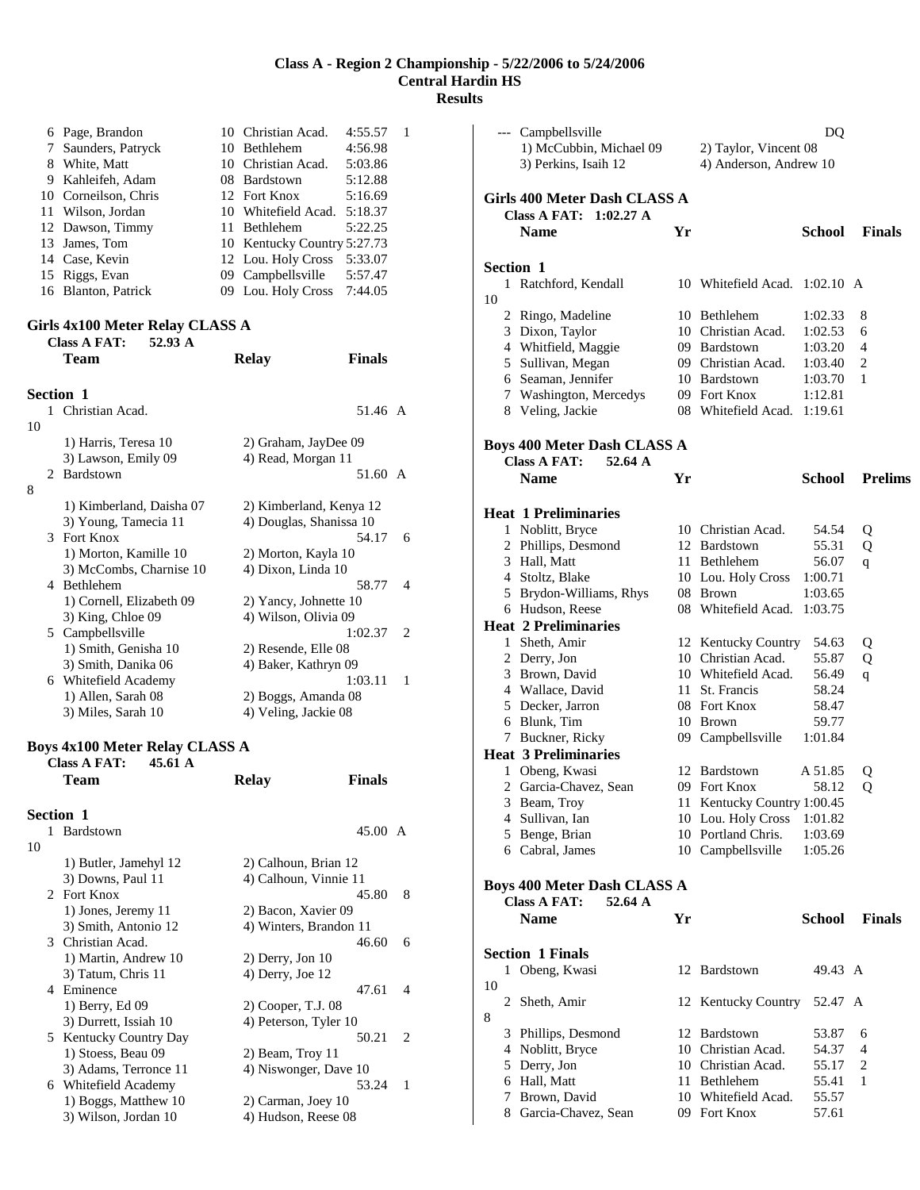# Class A - Region 2 Championship - 5/22/2006 to 5/24/2006
## Central Hardin HS
## Results

| | Name | Yr | School | Finals | Points |
|---|---|---|---|---|---|
| 6 | Page, Brandon | 10 | Christian Acad. | 4:55.57 | 1 |
| 7 | Saunders, Patryck | 10 | Bethlehem | 4:56.98 | |
| 8 | White, Matt | 10 | Christian Acad. | 5:03.86 | |
| 9 | Kahleifeh, Adam | 08 | Bardstown | 5:12.88 | |
| 10 | Corneilson, Chris | 12 | Fort Knox | 5:16.69 | |
| 11 | Wilson, Jordan | 10 | Whitefield Acad. | 5:18.37 | |
| 12 | Dawson, Timmy | 11 | Bethlehem | 5:22.25 | |
| 13 | James, Tom | 10 | Kentucky Country | 5:27.73 | |
| 14 | Case, Kevin | 12 | Lou. Holy Cross | 5:33.07 | |
| 15 | Riggs, Evan | 09 | Campbellsville | 5:57.47 | |
| 16 | Blanton, Patrick | 09 | Lou. Holy Cross | 7:44.05 | |

### Girls 4x100 Meter Relay CLASS A

**Class A FAT: 52.93 A**

| | Team | Relay | Finals | Points |
|---|---|---|---|---|
| **Section 1** | | | | |
| 1 | Christian Acad. | | 51.46 A | 10 |
| | 1) Harris, Teresa 10 | 2) Graham, JayDee 09 | | |
| | 3) Lawson, Emily 09 | 4) Read, Morgan 11 | | |
| 2 | Bardstown | | 51.60 A | 8 |
| | 1) Kimberland, Daisha 07 | 2) Kimberland, Kenya 12 | | |
| | 3) Young, Tamecia 11 | 4) Douglas, Shanissa 10 | | |
| 3 | Fort Knox | | 54.17 | 6 |
| | 1) Morton, Kamille 10 | 2) Morton, Kayla 10 | | |
| | 3) McCombs, Charnise 10 | 4) Dixon, Linda 10 | | |
| 4 | Bethlehem | | 58.77 | 4 |
| | 1) Cornell, Elizabeth 09 | 2) Yancy, Johnette 10 | | |
| | 3) King, Chloe 09 | 4) Wilson, Olivia 09 | | |
| 5 | Campbellsville | | 1:02.37 | 2 |
| | 1) Smith, Genisha 10 | 2) Resende, Elle 08 | | |
| | 3) Smith, Danika 06 | 4) Baker, Kathryn 09 | | |
| 6 | Whitefield Academy | | 1:03.11 | 1 |
| | 1) Allen, Sarah 08 | 2) Boggs, Amanda 08 | | |
| | 3) Miles, Sarah 10 | 4) Veling, Jackie 08 | | |

### Boys 4x100 Meter Relay CLASS A

**Class A FAT: 45.61 A**

| | Team | Relay | Finals | Points |
|---|---|---|---|---|
| **Section 1** | | | | |
| 1 | Bardstown | | 45.00 A | 10 |
| | 1) Butler, Jamehyl 12 | 2) Calhoun, Brian 12 | | |
| | 3) Downs, Paul 11 | 4) Calhoun, Vinnie 11 | | |
| 2 | Fort Knox | | 45.80 | 8 |
| | 1) Jones, Jeremy 11 | 2) Bacon, Xavier 09 | | |
| | 3) Smith, Antonio 12 | 4) Winters, Brandon 11 | | |
| 3 | Christian Acad. | | 46.60 | 6 |
| | 1) Martin, Andrew 10 | 2) Derry, Jon 10 | | |
| | 3) Tatum, Chris 11 | 4) Derry, Joe 12 | | |
| 4 | Eminence | | 47.61 | 4 |
| | 1) Berry, Ed 09 | 2) Cooper, T.J. 08 | | |
| | 3) Durrett, Issiah 10 | 4) Peterson, Tyler 10 | | |
| 5 | Kentucky Country Day | | 50.21 | 2 |
| | 1) Stoess, Beau 09 | 2) Beam, Troy 11 | | |
| | 3) Adams, Terrence 11 | 4) Niswonger, Dave 10 | | |
| 6 | Whitefield Academy | | 53.24 | 1 |
| | 1) Boggs, Matthew 10 | 2) Carman, Joey 10 | | |
| | 3) Wilson, Jordan 10 | 4) Hudson, Reese 08 | | |
| --- | Campbellsville | | DQ | |
| | 1) McCubbin, Michael 09 | 2) Taylor, Vincent 08 | | |
| | 3) Perkins, Isaih 12 | 4) Anderson, Andrew 10 | | |

### Girls 400 Meter Dash CLASS A

**Class A FAT: 1:02.27 A**

| | Name | Yr | School | Finals | Points |
|---|---|---|---|---|---|
| **Section 1** | | | | | |
| 1 | Ratchford, Kendall | 10 | Whitefield Acad. | 1:02.10 A | 10 |
| 2 | Ringo, Madeline | 10 | Bethlehem | 1:02.33 | 8 |
| 3 | Dixon, Taylor | 10 | Christian Acad. | 1:02.53 | 6 |
| 4 | Whitfield, Maggie | 09 | Bardstown | 1:03.20 | 4 |
| 5 | Sullivan, Megan | 09 | Christian Acad. | 1:03.40 | 2 |
| 6 | Seaman, Jennifer | 10 | Bardstown | 1:03.70 | 1 |
| 7 | Washington, Mercedys | 09 | Fort Knox | 1:12.81 | |
| 8 | Veling, Jackie | 08 | Whitefield Acad. | 1:19.61 | |

### Boys 400 Meter Dash CLASS A

**Class A FAT: 52.64 A**

| | Name | Yr | School | Prelims | |
|---|---|---|---|---|---|
| **Heat 1 Preliminaries** | | | | | |
| 1 | Noblitt, Bryce | 10 | Christian Acad. | 54.54 | Q |
| 2 | Phillips, Desmond | 12 | Bardstown | 55.31 | Q |
| 3 | Hall, Matt | 11 | Bethlehem | 56.07 | q |
| 4 | Stoltz, Blake | 10 | Lou. Holy Cross | 1:00.71 | |
| 5 | Brydon-Williams, Rhys | 08 | Brown | 1:03.65 | |
| 6 | Hudson, Reese | 08 | Whitefield Acad. | 1:03.75 | |
| **Heat 2 Preliminaries** | | | | | |
| 1 | Sheth, Amir | 12 | Kentucky Country | 54.63 | Q |
| 2 | Derry, Jon | 10 | Christian Acad. | 55.87 | Q |
| 3 | Brown, David | 10 | Whitefield Acad. | 56.49 | q |
| 4 | Wallace, David | 11 | St. Francis | 58.24 | |
| 5 | Decker, Jarron | 08 | Fort Knox | 58.47 | |
| 6 | Blunk, Tim | 10 | Brown | 59.77 | |
| 7 | Buckner, Ricky | 09 | Campbellsville | 1:01.84 | |
| **Heat 3 Preliminaries** | | | | | |
| 1 | Obeng, Kwasi | 12 | Bardstown | A 51.85 | Q |
| 2 | Garcia-Chavez, Sean | 09 | Fort Knox | 58.12 | Q |
| 3 | Beam, Troy | 11 | Kentucky Country | 1:00.45 | |
| 4 | Sullivan, Ian | 10 | Lou. Holy Cross | 1:01.82 | |
| 5 | Benge, Brian | 10 | Portland Chris. | 1:03.69 | |
| 6 | Cabral, James | 10 | Campbellsville | 1:05.26 | |

### Boys 400 Meter Dash CLASS A

**Class A FAT: 52.64 A**

| | Name | Yr | School | Finals | Points |
|---|---|---|---|---|---|
| **Section 1 Finals** | | | | | |
| 1 | Obeng, Kwasi | 12 | Bardstown | 49.43 A | 10 |
| 2 | Sheth, Amir | 12 | Kentucky Country | 52.47 A | 8 |
| 3 | Phillips, Desmond | 12 | Bardstown | 53.87 | 6 |
| 4 | Noblitt, Bryce | 10 | Christian Acad. | 54.37 | 4 |
| 5 | Derry, Jon | 10 | Christian Acad. | 55.17 | 2 |
| 6 | Hall, Matt | 11 | Bethlehem | 55.41 | 1 |
| 7 | Brown, David | 10 | Whitefield Acad. | 55.57 | |
| 8 | Garcia-Chavez, Sean | 09 | Fort Knox | 57.61 | |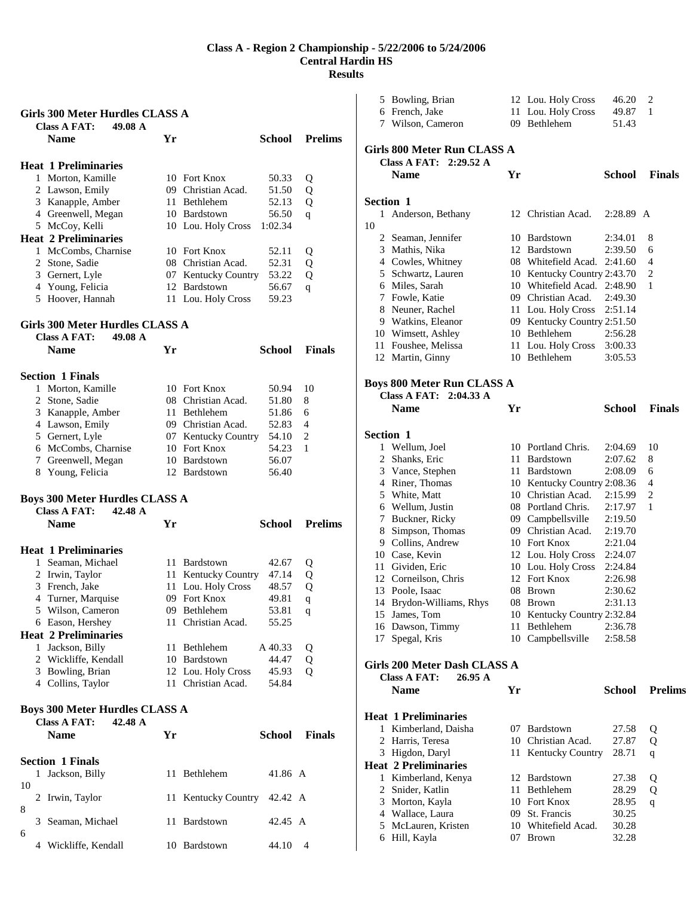# Class A - Region 2 Championship - 5/22/2006 to 5/24/2006
## Central Hardin HS
## Results

### Girls 300 Meter Hurdles CLASS A

Class A FAT: 49.08 A

| | Name | Yr | School | Prelims | |
|---|---|---|---|---|---|
| **Heat 1 Preliminaries** | | | | | |
| 1 | Morton, Kamille | 10 | Fort Knox | 50.33 | Q |
| 2 | Lawson, Emily | 09 | Christian Acad. | 51.50 | Q |
| 3 | Kanapple, Amber | 11 | Bethlehem | 52.13 | Q |
| 4 | Greenwell, Megan | 10 | Bardstown | 56.50 | q |
| 5 | McCoy, Kelli | 10 | Lou. Holy Cross | 1:02.34 | |
| **Heat 2 Preliminaries** | | | | | |
| 1 | McCombs, Charnise | 10 | Fort Knox | 52.11 | Q |
| 2 | Stone, Sadie | 08 | Christian Acad. | 52.31 | Q |
| 3 | Gernert, Lyle | 07 | Kentucky Country | 53.22 | Q |
| 4 | Young, Felicia | 12 | Bardstown | 56.67 | q |
| 5 | Hoover, Hannah | 11 | Lou. Holy Cross | 59.23 | |

### Girls 300 Meter Hurdles CLASS A

Class A FAT: 49.08 A

| | Name | Yr | School | Finals | |
|---|---|---|---|---|---|
| **Section 1 Finals** | | | | | |
| 1 | Morton, Kamille | 10 | Fort Knox | 50.94 | 10 |
| 2 | Stone, Sadie | 08 | Christian Acad. | 51.80 | 8 |
| 3 | Kanapple, Amber | 11 | Bethlehem | 51.86 | 6 |
| 4 | Lawson, Emily | 09 | Christian Acad. | 52.83 | 4 |
| 5 | Gernert, Lyle | 07 | Kentucky Country | 54.10 | 2 |
| 6 | McCombs, Charnise | 10 | Fort Knox | 54.23 | 1 |
| 7 | Greenwell, Megan | 10 | Bardstown | 56.07 | |
| 8 | Young, Felicia | 12 | Bardstown | 56.40 | |

### Boys 300 Meter Hurdles CLASS A

Class A FAT: 42.48 A

| | Name | Yr | School | Prelims | |
|---|---|---|---|---|---|
| **Heat 1 Preliminaries** | | | | | |
| 1 | Seaman, Michael | 11 | Bardstown | 42.67 | Q |
| 2 | Irwin, Taylor | 11 | Kentucky Country | 47.14 | Q |
| 3 | French, Jake | 11 | Lou. Holy Cross | 48.57 | Q |
| 4 | Turner, Marquise | 09 | Fort Knox | 49.81 | q |
| 5 | Wilson, Cameron | 09 | Bethlehem | 53.81 | q |
| 6 | Eason, Hershey | 11 | Christian Acad. | 55.25 | |
| **Heat 2 Preliminaries** | | | | | |
| 1 | Jackson, Billy | 11 | Bethlehem | A 40.33 | Q |
| 2 | Wickliffe, Kendall | 10 | Bardstown | 44.47 | Q |
| 3 | Bowling, Brian | 12 | Lou. Holy Cross | 45.93 | Q |
| 4 | Collins, Taylor | 11 | Christian Acad. | 54.84 | |

### Boys 300 Meter Hurdles CLASS A

Class A FAT: 42.48 A

| | Name | Yr | School | Finals | |
|---|---|---|---|---|---|
| **Section 1 Finals** | | | | | |
| 1 | Jackson, Billy | 11 | Bethlehem | 41.86 A | 10 |
| 2 | Irwin, Taylor | 11 | Kentucky Country | 42.42 A | 8 |
| 3 | Seaman, Michael | 11 | Bardstown | 42.45 A | 6 |
| 4 | Wickliffe, Kendall | 10 | Bardstown | 44.10 | 4 |
| 5 | Bowling, Brian | 12 | Lou. Holy Cross | 46.20 | 2 |
| 6 | French, Jake | 11 | Lou. Holy Cross | 49.87 | 1 |
| 7 | Wilson, Cameron | 09 | Bethlehem | 51.43 | |

### Girls 800 Meter Run CLASS A

Class A FAT: 2:29.52 A

| | Name | Yr | School | Finals | |
|---|---|---|---|---|---|
| **Section 1** | | | | | |
| 1 | Anderson, Bethany | 12 | Christian Acad. | 2:28.89 A | 10 |
| 2 | Seaman, Jennifer | 10 | Bardstown | 2:34.01 | 8 |
| 3 | Mathis, Nika | 12 | Bardstown | 2:39.50 | 6 |
| 4 | Cowles, Whitney | 08 | Whitefield Acad. | 2:41.60 | 4 |
| 5 | Schwartz, Lauren | 10 | Kentucky Country | 2:43.70 | 2 |
| 6 | Miles, Sarah | 10 | Whitefield Acad. | 2:48.90 | 1 |
| 7 | Fowle, Katie | 09 | Christian Acad. | 2:49.30 | |
| 8 | Neuner, Rachel | 11 | Lou. Holy Cross | 2:51.14 | |
| 9 | Watkins, Eleanor | 09 | Kentucky Country | 2:51.50 | |
| 10 | Wimsett, Ashley | 10 | Bethlehem | 2:56.28 | |
| 11 | Foushee, Melissa | 11 | Lou. Holy Cross | 3:00.33 | |
| 12 | Martin, Ginny | 10 | Bethlehem | 3:05.53 | |

### Boys 800 Meter Run CLASS A

Class A FAT: 2:04.33 A

| | Name | Yr | School | Finals | |
|---|---|---|---|---|---|
| **Section 1** | | | | | |
| 1 | Wellum, Joel | 10 | Portland Chris. | 2:04.69 | 10 |
| 2 | Shanks, Eric | 11 | Bardstown | 2:07.62 | 8 |
| 3 | Vance, Stephen | 11 | Bardstown | 2:08.09 | 6 |
| 4 | Riner, Thomas | 10 | Kentucky Country | 2:08.36 | 4 |
| 5 | White, Matt | 10 | Christian Acad. | 2:15.99 | 2 |
| 6 | Wellum, Justin | 08 | Portland Chris. | 2:17.97 | 1 |
| 7 | Buckner, Ricky | 09 | Campbellsville | 2:19.50 | |
| 8 | Simpson, Thomas | 09 | Christian Acad. | 2:19.70 | |
| 9 | Collins, Andrew | 10 | Fort Knox | 2:21.04 | |
| 10 | Case, Kevin | 12 | Lou. Holy Cross | 2:24.07 | |
| 11 | Gividen, Eric | 10 | Lou. Holy Cross | 2:24.84 | |
| 12 | Corneilson, Chris | 12 | Fort Knox | 2:26.98 | |
| 13 | Poole, Isaac | 08 | Brown | 2:30.62 | |
| 14 | Brydon-Williams, Rhys | 08 | Brown | 2:31.13 | |
| 15 | James, Tom | 10 | Kentucky Country | 2:32.84 | |
| 16 | Dawson, Timmy | 11 | Bethlehem | 2:36.78 | |
| 17 | Spegal, Kris | 10 | Campbellsville | 2:58.58 | |

### Girls 200 Meter Dash CLASS A

Class A FAT: 26.95 A

| | Name | Yr | School | Prelims | |
|---|---|---|---|---|---|
| **Heat 1 Preliminaries** | | | | | |
| 1 | Kimberland, Daisha | 07 | Bardstown | 27.58 | Q |
| 2 | Harris, Teresa | 10 | Christian Acad. | 27.87 | Q |
| 3 | Higdon, Daryl | 11 | Kentucky Country | 28.71 | q |
| **Heat 2 Preliminaries** | | | | | |
| 1 | Kimberland, Kenya | 12 | Bardstown | 27.38 | Q |
| 2 | Snider, Katlin | 11 | Bethlehem | 28.29 | Q |
| 3 | Morton, Kayla | 10 | Fort Knox | 28.95 | q |
| 4 | Wallace, Laura | 09 | St. Francis | 30.25 | |
| 5 | McLauren, Kristen | 10 | Whitefield Acad. | 30.28 | |
| 6 | Hill, Kayla | 07 | Brown | 32.28 | |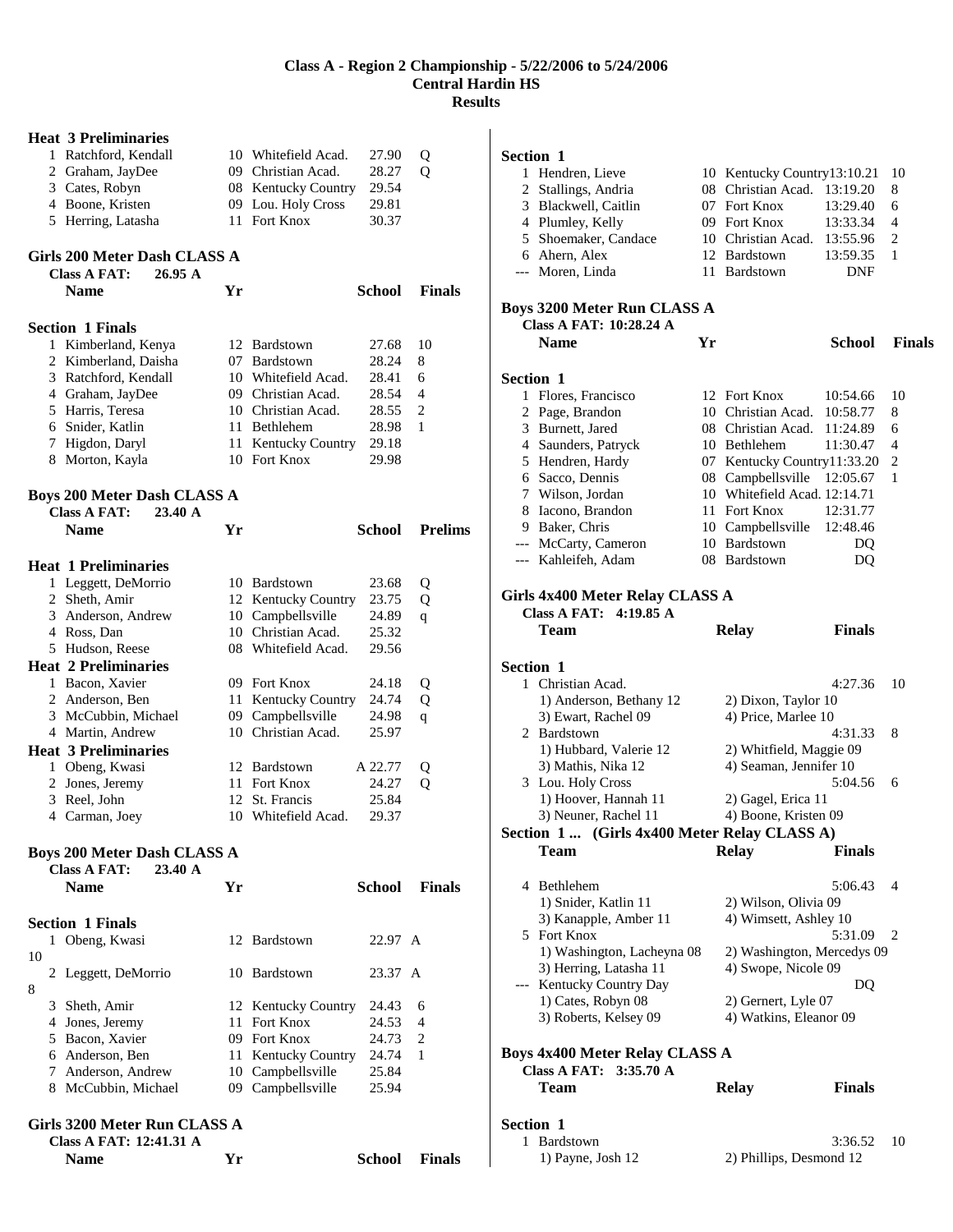# Class A - Region 2 Championship - 5/22/2006 to 5/24/2006
## Central Hardin HS
## Results

**Heat 3 Preliminaries**

| | Name | Yr | School | Prelims | |
|---|---|---|---|---|---|
| 1 | Ratchford, Kendall | 10 | Whitefield Acad. | 27.90 | Q |
| 2 | Graham, JayDee | 09 | Christian Acad. | 28.27 | Q |
| 3 | Cates, Robyn | 08 | Kentucky Country | 29.54 | |
| 4 | Boone, Kristen | 09 | Lou. Holy Cross | 29.81 | |
| 5 | Herring, Latasha | 11 | Fort Knox | 30.37 | |

### Girls 200 Meter Dash CLASS A

**Class A FAT: 26.95 A**

**Section 1 Finals**

| | Name | Yr | School | Finals | |
|---|---|---|---|---|---|
| 1 | Kimberland, Kenya | 12 | Bardstown | 27.68 | 10 |
| 2 | Kimberland, Daisha | 07 | Bardstown | 28.24 | 8 |
| 3 | Ratchford, Kendall | 10 | Whitefield Acad. | 28.41 | 6 |
| 4 | Graham, JayDee | 09 | Christian Acad. | 28.54 | 4 |
| 5 | Harris, Teresa | 10 | Christian Acad. | 28.55 | 2 |
| 6 | Snider, Katlin | 11 | Bethlehem | 28.98 | 1 |
| 7 | Higdon, Daryl | 11 | Kentucky Country | 29.18 | |
| 8 | Morton, Kayla | 10 | Fort Knox | 29.98 | |

### Boys 200 Meter Dash CLASS A

**Class A FAT: 23.40 A**

| | Name | Yr | School | Prelims | |
|---|---|---|---|---|---|
| **Heat 1 Preliminaries** | | | | | |
| 1 | Leggett, DeMorrio | 10 | Bardstown | 23.68 | Q |
| 2 | Sheth, Amir | 12 | Kentucky Country | 23.75 | Q |
| 3 | Anderson, Andrew | 10 | Campbellsville | 24.89 | q |
| 4 | Ross, Dan | 10 | Christian Acad. | 25.32 | |
| 5 | Hudson, Reese | 08 | Whitefield Acad. | 29.56 | |
| **Heat 2 Preliminaries** | | | | | |
| 1 | Bacon, Xavier | 09 | Fort Knox | 24.18 | Q |
| 2 | Anderson, Ben | 11 | Kentucky Country | 24.74 | Q |
| 3 | McCubbin, Michael | 09 | Campbellsville | 24.98 | q |
| 4 | Martin, Andrew | 10 | Christian Acad. | 25.97 | |
| **Heat 3 Preliminaries** | | | | | |
| 1 | Obeng, Kwasi | 12 | Bardstown | A 22.77 | Q |
| 2 | Jones, Jeremy | 11 | Fort Knox | 24.27 | Q |
| 3 | Reel, John | 12 | St. Francis | 25.84 | |
| 4 | Carman, Joey | 10 | Whitefield Acad. | 29.37 | |

### Boys 200 Meter Dash CLASS A

**Class A FAT: 23.40 A**

**Section 1 Finals**

| | Name | Yr | School | Finals | |
|---|---|---|---|---|---|
| 1 | Obeng, Kwasi | 12 | Bardstown | 22.97 A | 10 |
| 2 | Leggett, DeMorrio | 10 | Bardstown | 23.37 A | 8 |
| 3 | Sheth, Amir | 12 | Kentucky Country | 24.43 | 6 |
| 4 | Jones, Jeremy | 11 | Fort Knox | 24.53 | 4 |
| 5 | Bacon, Xavier | 09 | Fort Knox | 24.73 | 2 |
| 6 | Anderson, Ben | 11 | Kentucky Country | 24.74 | 1 |
| 7 | Anderson, Andrew | 10 | Campbellsville | 25.84 | |
| 8 | McCubbin, Michael | 09 | Campbellsville | 25.94 | |

### Girls 3200 Meter Run CLASS A

**Class A FAT: 12:41.31 A**

**Section 1**

| | Name | Yr | School | Finals | |
|---|---|---|---|---|---|
| 1 | Hendren, Lieve | 10 | Kentucky Country | 13:10.21 | 10 |
| 2 | Stallings, Andria | 08 | Christian Acad. | 13:19.20 | 8 |
| 3 | Blackwell, Caitlin | 07 | Fort Knox | 13:29.40 | 6 |
| 4 | Plumley, Kelly | 09 | Fort Knox | 13:33.34 | 4 |
| 5 | Shoemaker, Candace | 10 | Christian Acad. | 13:55.96 | 2 |
| 6 | Ahern, Alex | 12 | Bardstown | 13:59.35 | 1 |
| --- | Moren, Linda | 11 | Bardstown | DNF | |

### Boys 3200 Meter Run CLASS A

**Class A FAT: 10:28.24 A**

**Section 1**

| | Name | Yr | School | Finals | |
|---|---|---|---|---|---|
| 1 | Flores, Francisco | 12 | Fort Knox | 10:54.66 | 10 |
| 2 | Page, Brandon | 10 | Christian Acad. | 10:58.77 | 8 |
| 3 | Burnett, Jared | 08 | Christian Acad. | 11:24.89 | 6 |
| 4 | Saunders, Patryck | 10 | Bethlehem | 11:30.47 | 4 |
| 5 | Hendren, Hardy | 07 | Kentucky Country | 11:33.20 | 2 |
| 6 | Sacco, Dennis | 08 | Campbellsville | 12:05.67 | 1 |
| 7 | Wilson, Jordan | 10 | Whitefield Acad. | 12:14.71 | |
| 8 | Iacono, Brandon | 11 | Fort Knox | 12:31.77 | |
| 9 | Baker, Chris | 10 | Campbellsville | 12:48.46 | |
| --- | McCarty, Cameron | 10 | Bardstown | DQ | |
| --- | Kahleifeh, Adam | 08 | Bardstown | DQ | |

### Girls 4x400 Meter Relay CLASS A

**Class A FAT: 4:19.85 A**

**Section 1**

| | Team | Relay | Finals | |
|---|---|---|---|---|
| 1 | Christian Acad. | | 4:27.36 | 10 |
| | 1) Anderson, Bethany 12 | 2) Dixon, Taylor 10 | | |
| | 3) Ewart, Rachel 09 | 4) Price, Marlee 10 | | |
| 2 | Bardstown | | 4:31.33 | 8 |
| | 1) Hubbard, Valerie 12 | 2) Whitfield, Maggie 09 | | |
| | 3) Mathis, Nika 12 | 4) Seaman, Jennifer 10 | | |
| 3 | Lou. Holy Cross | | 5:04.56 | 6 |
| | 1) Hoover, Hannah 11 | 2) Gagel, Erica 11 | | |
| | 3) Neuner, Rachel 11 | 4) Boone, Kristen 09 | | |
| 4 | Bethlehem | | 5:06.43 | 4 |
| | 1) Snider, Katlin 11 | 2) Wilson, Olivia 09 | | |
| | 3) Kanapple, Amber 11 | 4) Wimsett, Ashley 10 | | |
| 5 | Fort Knox | | 5:31.09 | 2 |
| | 1) Washington, Lacheyna 08 | 2) Washington, Mercedys 09 | | |
| | 3) Herring, Latasha 11 | 4) Swope, Nicole 09 | | |
| --- | Kentucky Country Day | | DQ | |
| | 1) Cates, Robyn 08 | 2) Gernert, Lyle 07 | | |
| | 3) Roberts, Kelsey 09 | 4) Watkins, Eleanor 09 | | |

### Boys 4x400 Meter Relay CLASS A

**Class A FAT: 3:35.70 A**

**Section 1**

| | Team | Relay | Finals | |
|---|---|---|---|---|
| 1 | Bardstown | | 3:36.52 | 10 |
| | 1) Payne, Josh 12 | 2) Phillips, Desmond 12 | | |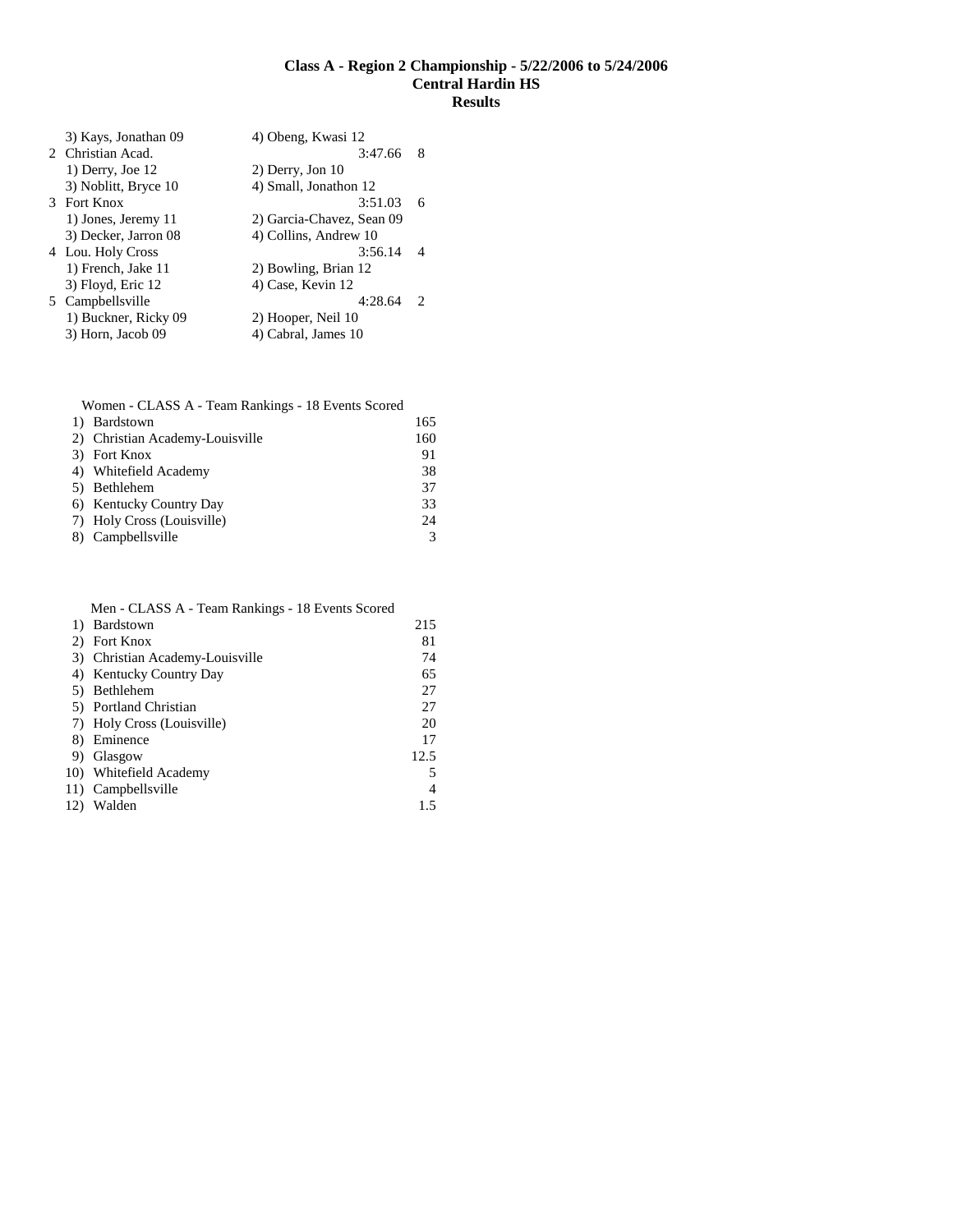**Class A - Region 2 Championship - 5/22/2006 to 5/24/2006**
**Central Hardin HS**
**Results**

```
    3) Kays, Jonathan 09         4) Obeng, Kwasi 12
 2  Christian Acad.                        3:47.66    8
    1) Derry, Joe 12             2) Derry, Jon 10
    3) Noblitt, Bryce 10         4) Small, Jonathon 12
 3  Fort Knox                              3:51.03    6
    1) Jones, Jeremy 11          2) Garcia-Chavez, Sean 09
    3) Decker, Jarron 08         4) Collins, Andrew 10
 4  Lou. Holy Cross                        3:56.14    4
    1) French, Jake 11           2) Bowling, Brian 12
    3) Floyd, Eric 12            4) Case, Kevin 12
 5  Campbellsville                         4:28.64    2
    1) Buckner, Ricky 09         2) Hooper, Neil 10
    3) Horn, Jacob 09            4) Cabral, James 10
```

Women - CLASS A - Team Rankings - 18 Events Scored

| | | |
|---|---|---|
| 1) | Bardstown | 165 |
| 2) | Christian Academy-Louisville | 160 |
| 3) | Fort Knox | 91 |
| 4) | Whitefield Academy | 38 |
| 5) | Bethlehem | 37 |
| 6) | Kentucky Country Day | 33 |
| 7) | Holy Cross (Louisville) | 24 |
| 8) | Campbellsville | 3 |

Men - CLASS A - Team Rankings - 18 Events Scored

| | | |
|---|---|---|
| 1) | Bardstown | 215 |
| 2) | Fort Knox | 81 |
| 3) | Christian Academy-Louisville | 74 |
| 4) | Kentucky Country Day | 65 |
| 5) | Bethlehem | 27 |
| 5) | Portland Christian | 27 |
| 7) | Holy Cross (Louisville) | 20 |
| 8) | Eminence | 17 |
| 9) | Glasgow | 12.5 |
| 10) | Whitefield Academy | 5 |
| 11) | Campbellsville | 4 |
| 12) | Walden | 1.5 |